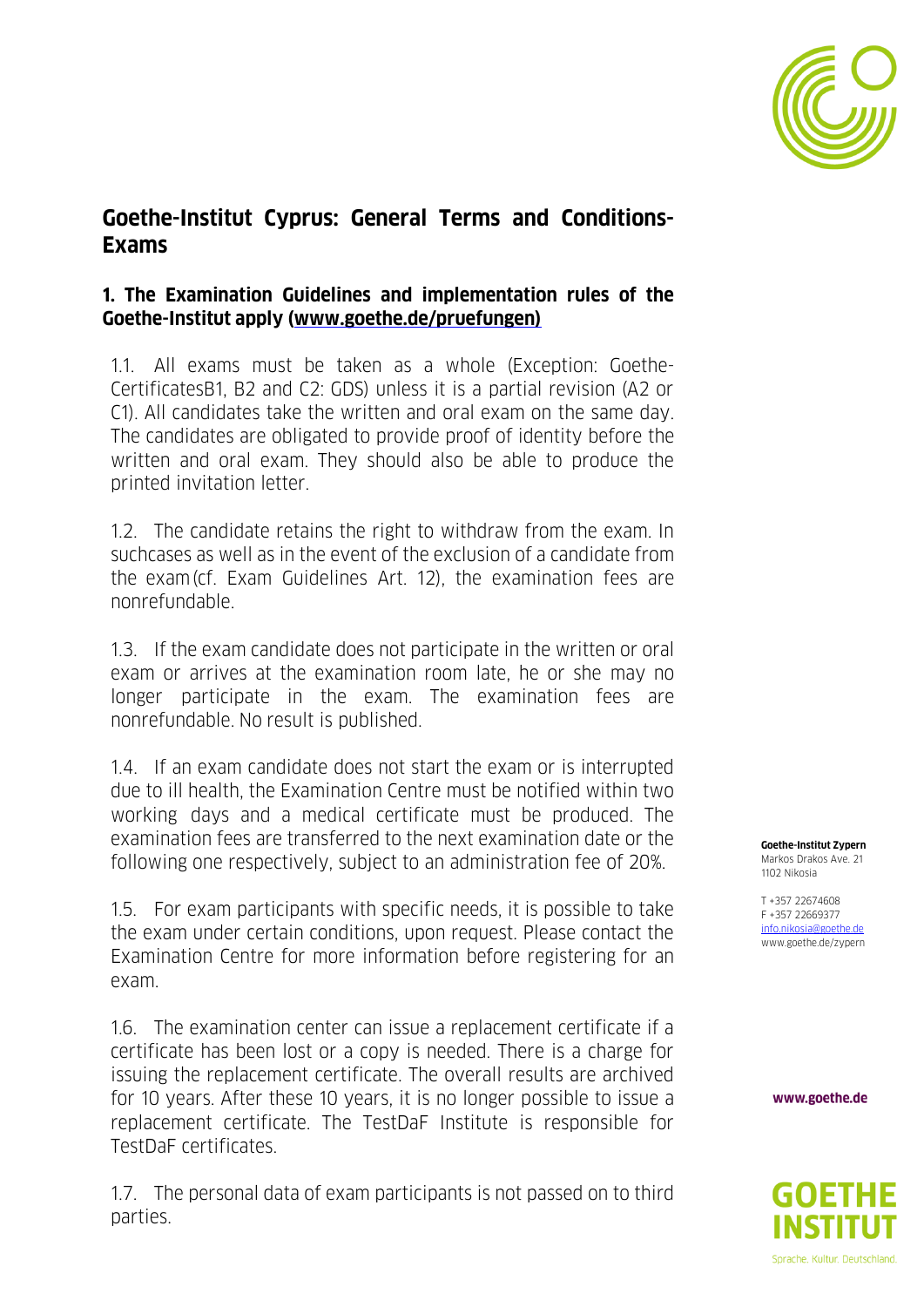# Goethe-Institut Cyprus: General Terms and Conditions-Exams

## 1. The Examination Guidelines and implementation rules of the Goethe-Institut apply (www.goethe.de/pruefungen)

1.1. All exams must be taken as a whole (Exception: Goethe-CertificatesB1, B2 and C2: GDS) unless it is a partial revision (A2 or C1). All candidates take the written and oral exam on the same day. The candidates are obligated to provide proof of identity before the written and oral exam. They should also be able to produce the printed invitation letter.

1.2. The candidate retains the right to withdraw from the exam. In suchcases as well as in the event of the exclusion of a candidate from the exam (cf. Exam Guidelines Art. 12), the examination fees are nonrefundable.

1.3. If the exam candidate does not participate in the written or oral exam or arrives at the examination room late, he or she may no longer participate in the exam. The examination fees are nonrefundable. No result is published.

1.4. If an exam candidate does not start the exam or is interrupted due to ill health, the Examination Centre must be notified within two working days and a medical certificate must be produced. The examination fees are transferred to the next examination date or the following one respectively, subject to an administration fee of 20%.

1.5. For exam participants with specific needs, it is possible to take the exam under certain conditions, upon request. Please contact the Examination Centre for more information before registering for an exam.

1.6. The examination center can issue a replacement certificate if a certificate has been lost or a copy is needed. There is a charge for issuing the replacement certificate. The overall results are archived for 10 years. After these 10 years, it is no longer possible to issue a replacement certificate. The TestDaF Institute is responsible for TestDaF certificates.

1.7. The personal data of exam participants is not passed on to third parties.

**Goethe-Institut Zypern**
Markos Drakos Ave. 21
1102 Nicosia

T +357 22674608
F +357 22669377
info.nikosia@goethe.de
www.goethe.de/zypern

www.goethe.de

GOETHE INSTITUT
Sprache. Kultur. Deutschland.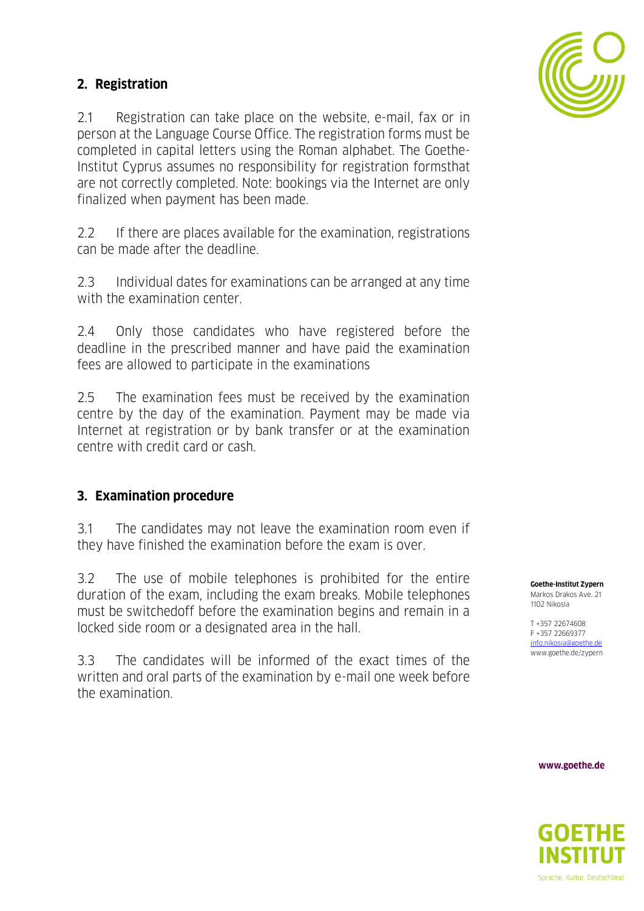## 2. Registration

2.1 Registration can take place on the website, e-mail, fax or in person at the Language Course Office. The registration forms must be completed in capital letters using the Roman alphabet. The Goethe-Institut Cyprus assumes no responsibility for registration formsthat are not correctly completed. Note: bookings via the Internet are only finalized when payment has been made.

2.2 If there are places available for the examination, registrations can be made after the deadline.

2.3 Individual dates for examinations can be arranged at any time with the examination center.

2.4 Only those candidates who have registered before the deadline in the prescribed manner and have paid the examination fees are allowed to participate in the examinations

2.5 The examination fees must be received by the examination centre by the day of the examination. Payment may be made via Internet at registration or by bank transfer or at the examination centre with credit card or cash.

## 3. Examination procedure

3.1 The candidates may not leave the examination room even if they have finished the examination before the exam is over.

3.2 The use of mobile telephones is prohibited for the entire duration of the exam, including the exam breaks. Mobile telephones must be switchedoff before the examination begins and remain in a locked side room or a designated area in the hall.

3.3 The candidates will be informed of the exact times of the written and oral parts of the examination by e-mail one week before the examination.

**Goethe-Institut Zypern**
Markos Drakos Ave. 21
1102 Nikosia

T +357 22674608
F +357 22669377
info.nikosia@goethe.de
www.goethe.de/zypern

**www.goethe.de**

GOETHE INSTITUT
Sprache. Kultur. Deutschland.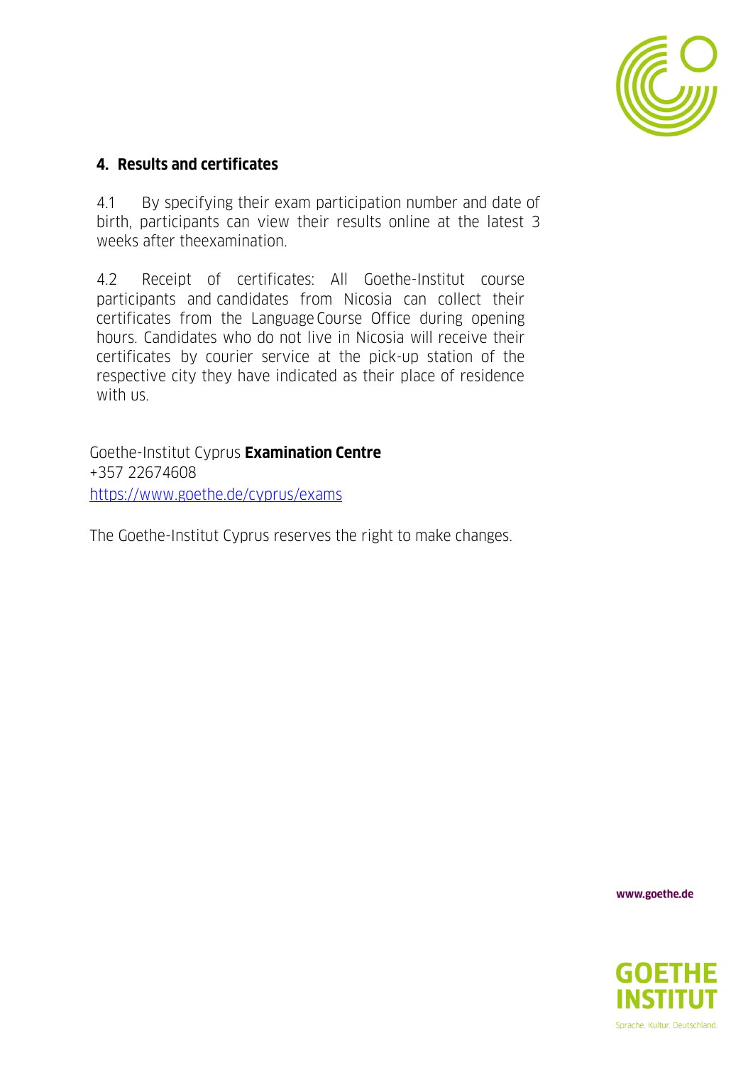## 4. Results and certificates

4.1 By specifying their exam participation number and date of birth, participants can view their results online at the latest 3 weeks after theexamination.

4.2 Receipt of certificates: All Goethe-Institut course participants and candidates from Nicosia can collect their certificates from the Language Course Office during opening hours. Candidates who do not live in Nicosia will receive their certificates by courier service at the pick-up station of the respective city they have indicated as their place of residence with us.

Goethe-Institut Cyprus **Examination Centre**
+357 22674608
https://www.goethe.de/cyprus/exams

The Goethe-Institut Cyprus reserves the right to make changes.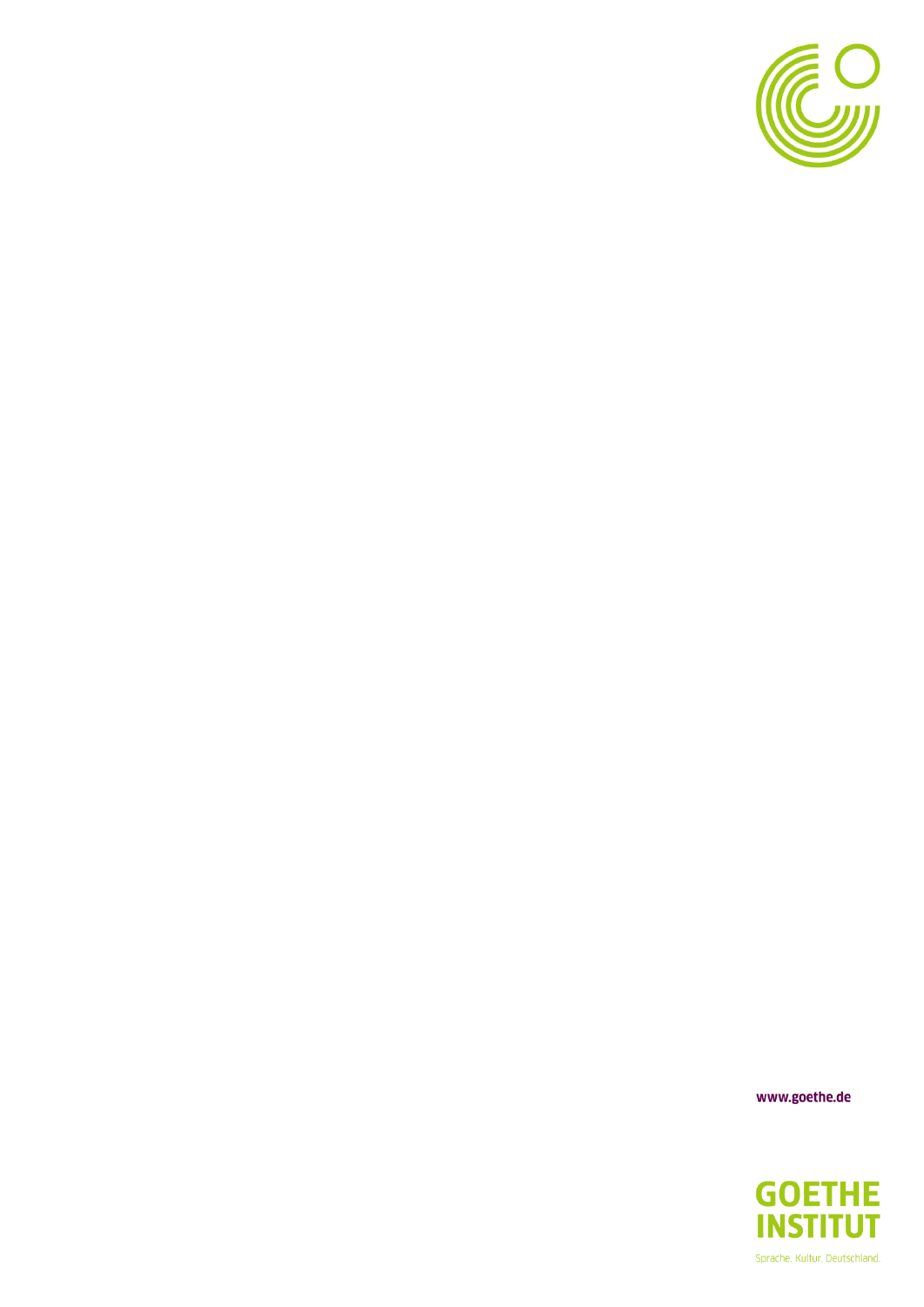www.goethe.de

GOETHE INSTITUT

Sprache. Kultur. Deutschland.